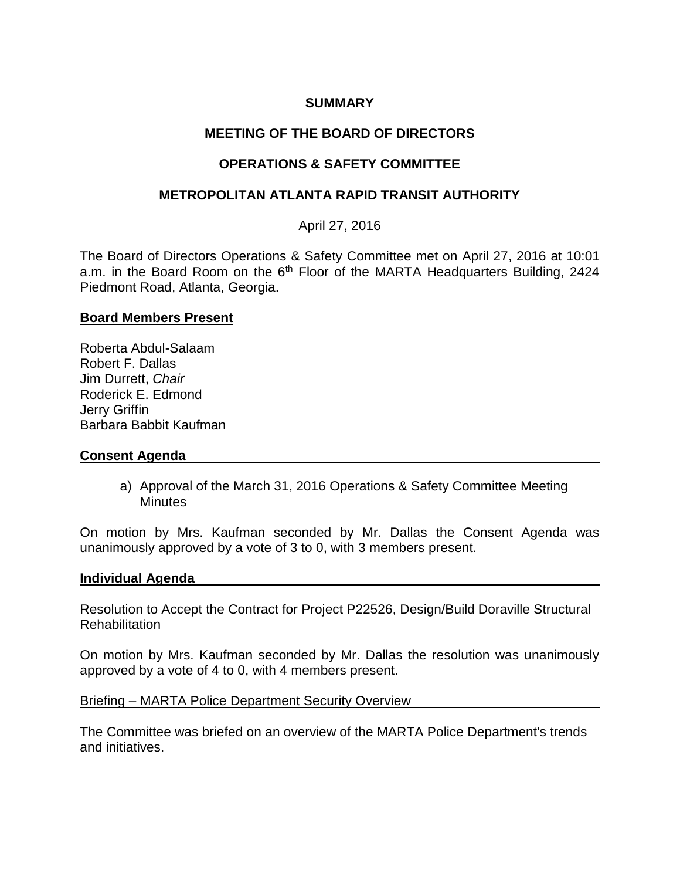**SUMMARY**

**MEETING OF THE BOARD OF DIRECTORS**

**OPERATIONS & SAFETY COMMITTEE**

**METROPOLITAN ATLANTA RAPID TRANSIT AUTHORITY**

April 27, 2016

The Board of Directors Operations & Safety Committee met on April 27, 2016 at 10:01 a.m. in the Board Room on the 6th Floor of the MARTA Headquarters Building, 2424 Piedmont Road, Atlanta, Georgia.

**Board Members Present**

Roberta Abdul-Salaam
Robert F. Dallas
Jim Durrett, *Chair*
Roderick E. Edmond
Jerry Griffin
Barbara Babbit Kaufman

**Consent Agenda**

a) Approval of the March 31, 2016 Operations & Safety Committee Meeting Minutes

On motion by Mrs. Kaufman seconded by Mr. Dallas the Consent Agenda was unanimously approved by a vote of 3 to 0, with 3 members present.

**Individual Agenda**

Resolution to Accept the Contract for Project P22526, Design/Build Doraville Structural Rehabilitation

On motion by Mrs. Kaufman seconded by Mr. Dallas the resolution was unanimously approved by a vote of 4 to 0, with 4 members present.

Briefing – MARTA Police Department Security Overview

The Committee was briefed on an overview of the MARTA Police Department's trends and initiatives.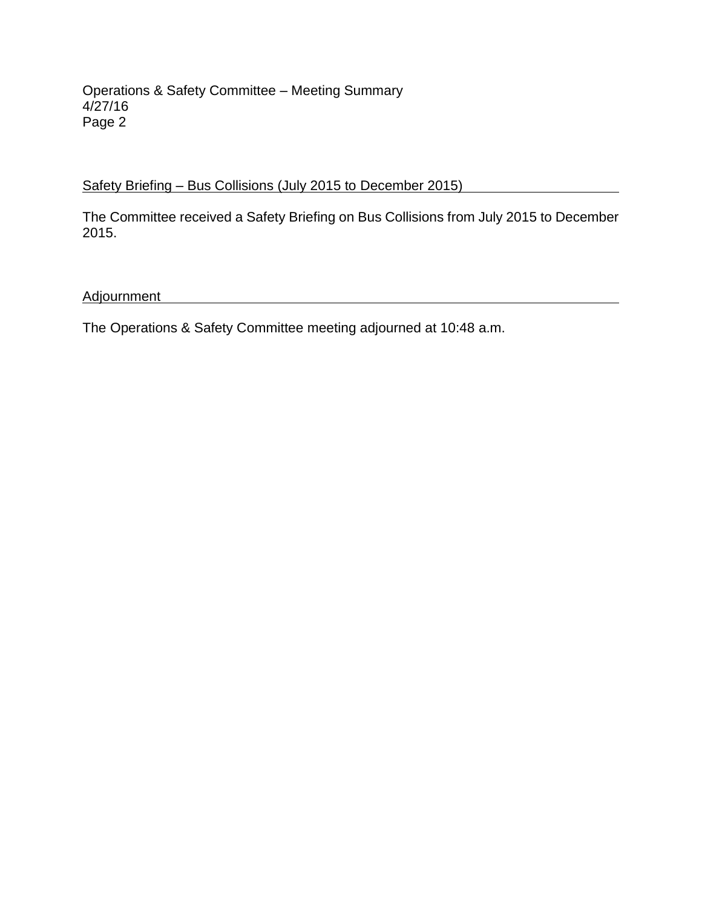## Safety Briefing – Bus Collisions (July 2015 to December 2015)

The Committee received a Safety Briefing on Bus Collisions from July 2015 to December 2015.

## Adjournment

The Operations & Safety Committee meeting adjourned at 10:48 a.m.